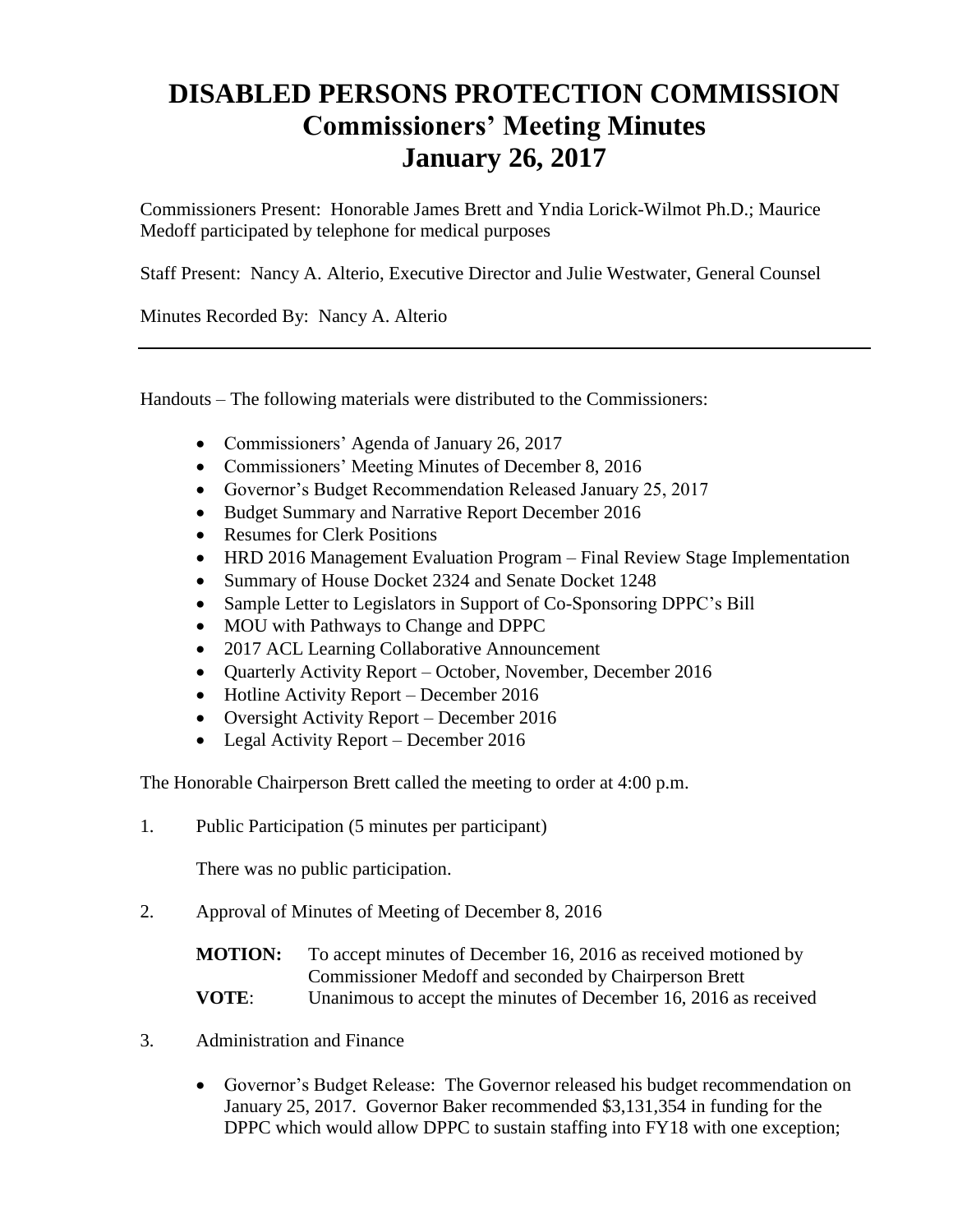# DISABLED PERSONS PROTECTION COMMISSION
## Commissioners' Meeting Minutes
## January 26, 2017

Commissioners Present: Honorable James Brett and Yndia Lorick-Wilmot Ph.D.; Maurice Medoff participated by telephone for medical purposes

Staff Present: Nancy A. Alterio, Executive Director and Julie Westwater, General Counsel

Minutes Recorded By: Nancy A. Alterio

---

Handouts – The following materials were distributed to the Commissioners:

- Commissioners' Agenda of January 26, 2017
- Commissioners' Meeting Minutes of December 8, 2016
- Governor's Budget Recommendation Released January 25, 2017
- Budget Summary and Narrative Report December 2016
- Resumes for Clerk Positions
- HRD 2016 Management Evaluation Program – Final Review Stage Implementation
- Summary of House Docket 2324 and Senate Docket 1248
- Sample Letter to Legislators in Support of Co-Sponsoring DPPC's Bill
- MOU with Pathways to Change and DPPC
- 2017 ACL Learning Collaborative Announcement
- Quarterly Activity Report – October, November, December 2016
- Hotline Activity Report – December 2016
- Oversight Activity Report – December 2016
- Legal Activity Report – December 2016

The Honorable Chairperson Brett called the meeting to order at 4:00 p.m.

1. Public Participation (5 minutes per participant)

   There was no public participation.

2. Approval of Minutes of Meeting of December 8, 2016

   **MOTION:** To accept minutes of December 16, 2016 as received motioned by Commissioner Medoff and seconded by Chairperson Brett
   
   **VOTE**: Unanimous to accept the minutes of December 16, 2016 as received

3. Administration and Finance

   - Governor's Budget Release: The Governor released his budget recommendation on January 25, 2017. Governor Baker recommended $3,131,354 in funding for the DPPC which would allow DPPC to sustain staffing into FY18 with one exception;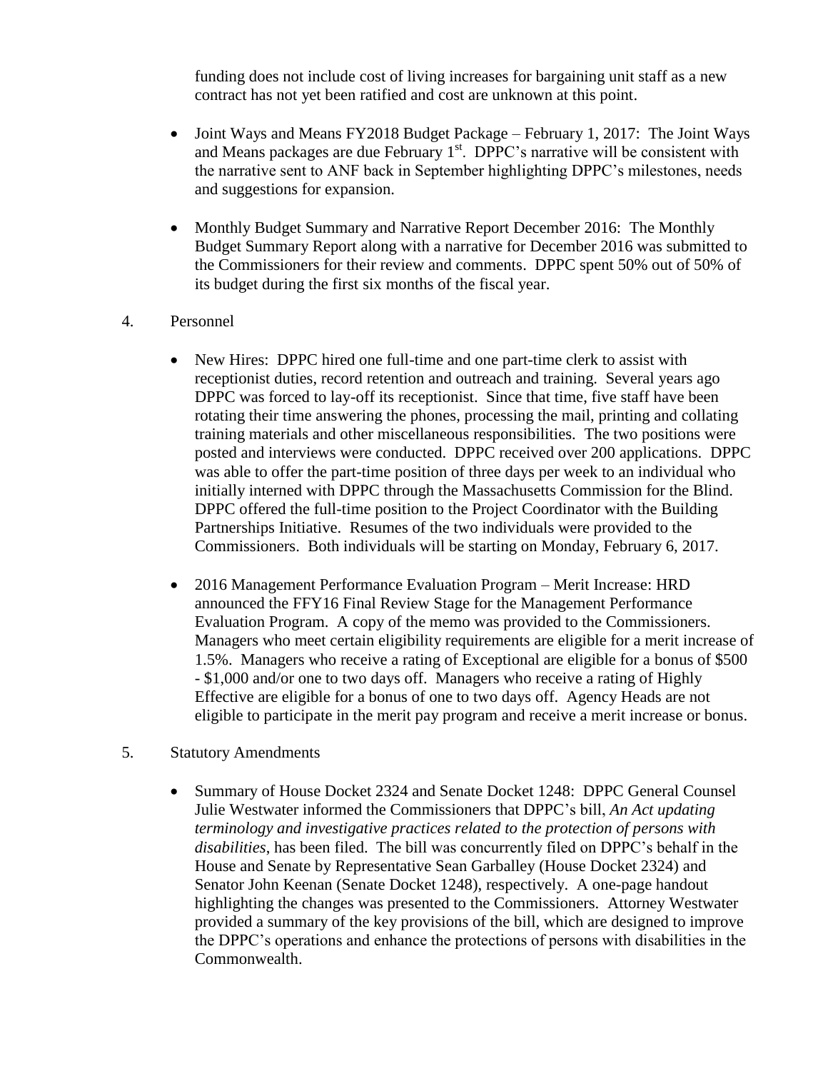funding does not include cost of living increases for bargaining unit staff as a new contract has not yet been ratified and cost are unknown at this point.

- Joint Ways and Means FY2018 Budget Package – February 1, 2017: The Joint Ways and Means packages are due February 1st. DPPC's narrative will be consistent with the narrative sent to ANF back in September highlighting DPPC's milestones, needs and suggestions for expansion.

- Monthly Budget Summary and Narrative Report December 2016: The Monthly Budget Summary Report along with a narrative for December 2016 was submitted to the Commissioners for their review and comments. DPPC spent 50% out of 50% of its budget during the first six months of the fiscal year.

4. Personnel

- New Hires: DPPC hired one full-time and one part-time clerk to assist with receptionist duties, record retention and outreach and training. Several years ago DPPC was forced to lay-off its receptionist. Since that time, five staff have been rotating their time answering the phones, processing the mail, printing and collating training materials and other miscellaneous responsibilities. The two positions were posted and interviews were conducted. DPPC received over 200 applications. DPPC was able to offer the part-time position of three days per week to an individual who initially interned with DPPC through the Massachusetts Commission for the Blind. DPPC offered the full-time position to the Project Coordinator with the Building Partnerships Initiative. Resumes of the two individuals were provided to the Commissioners. Both individuals will be starting on Monday, February 6, 2017.

- 2016 Management Performance Evaluation Program – Merit Increase: HRD announced the FFY16 Final Review Stage for the Management Performance Evaluation Program. A copy of the memo was provided to the Commissioners. Managers who meet certain eligibility requirements are eligible for a merit increase of 1.5%. Managers who receive a rating of Exceptional are eligible for a bonus of $500 - $1,000 and/or one to two days off. Managers who receive a rating of Highly Effective are eligible for a bonus of one to two days off. Agency Heads are not eligible to participate in the merit pay program and receive a merit increase or bonus.

5. Statutory Amendments

- Summary of House Docket 2324 and Senate Docket 1248: DPPC General Counsel Julie Westwater informed the Commissioners that DPPC's bill, *An Act updating terminology and investigative practices related to the protection of persons with disabilities*, has been filed. The bill was concurrently filed on DPPC's behalf in the House and Senate by Representative Sean Garballey (House Docket 2324) and Senator John Keenan (Senate Docket 1248), respectively. A one-page handout highlighting the changes was presented to the Commissioners. Attorney Westwater provided a summary of the key provisions of the bill, which are designed to improve the DPPC's operations and enhance the protections of persons with disabilities in the Commonwealth.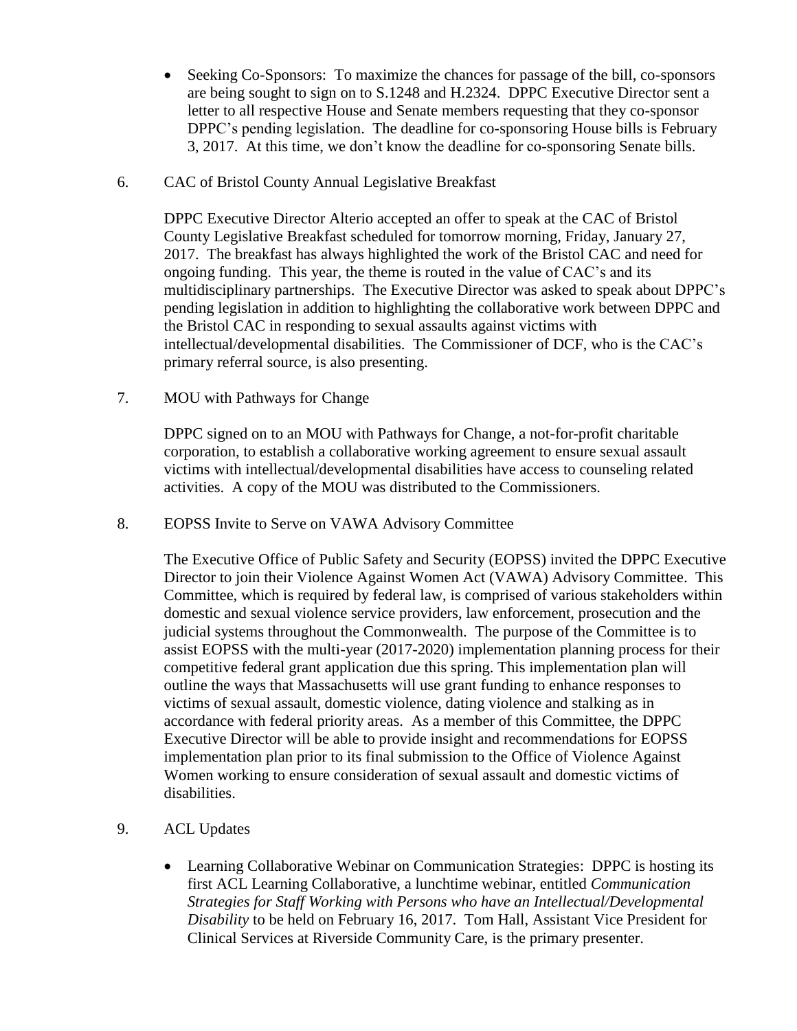- Seeking Co-Sponsors: To maximize the chances for passage of the bill, co-sponsors are being sought to sign on to S.1248 and H.2324. DPPC Executive Director sent a letter to all respective House and Senate members requesting that they co-sponsor DPPC's pending legislation. The deadline for co-sponsoring House bills is February 3, 2017. At this time, we don't know the deadline for co-sponsoring Senate bills.

6. CAC of Bristol County Annual Legislative Breakfast

   DPPC Executive Director Alterio accepted an offer to speak at the CAC of Bristol County Legislative Breakfast scheduled for tomorrow morning, Friday, January 27, 2017. The breakfast has always highlighted the work of the Bristol CAC and need for ongoing funding. This year, the theme is routed in the value of CAC's and its multidisciplinary partnerships. The Executive Director was asked to speak about DPPC's pending legislation in addition to highlighting the collaborative work between DPPC and the Bristol CAC in responding to sexual assaults against victims with intellectual/developmental disabilities. The Commissioner of DCF, who is the CAC's primary referral source, is also presenting.

7. MOU with Pathways for Change

   DPPC signed on to an MOU with Pathways for Change, a not-for-profit charitable corporation, to establish a collaborative working agreement to ensure sexual assault victims with intellectual/developmental disabilities have access to counseling related activities. A copy of the MOU was distributed to the Commissioners.

8. EOPSS Invite to Serve on VAWA Advisory Committee

   The Executive Office of Public Safety and Security (EOPSS) invited the DPPC Executive Director to join their Violence Against Women Act (VAWA) Advisory Committee. This Committee, which is required by federal law, is comprised of various stakeholders within domestic and sexual violence service providers, law enforcement, prosecution and the judicial systems throughout the Commonwealth. The purpose of the Committee is to assist EOPSS with the multi-year (2017-2020) implementation planning process for their competitive federal grant application due this spring. This implementation plan will outline the ways that Massachusetts will use grant funding to enhance responses to victims of sexual assault, domestic violence, dating violence and stalking as in accordance with federal priority areas. As a member of this Committee, the DPPC Executive Director will be able to provide insight and recommendations for EOPSS implementation plan prior to its final submission to the Office of Violence Against Women working to ensure consideration of sexual assault and domestic victims of disabilities.

9. ACL Updates

   - Learning Collaborative Webinar on Communication Strategies: DPPC is hosting its first ACL Learning Collaborative, a lunchtime webinar, entitled *Communication Strategies for Staff Working with Persons who have an Intellectual/Developmental Disability* to be held on February 16, 2017. Tom Hall, Assistant Vice President for Clinical Services at Riverside Community Care, is the primary presenter.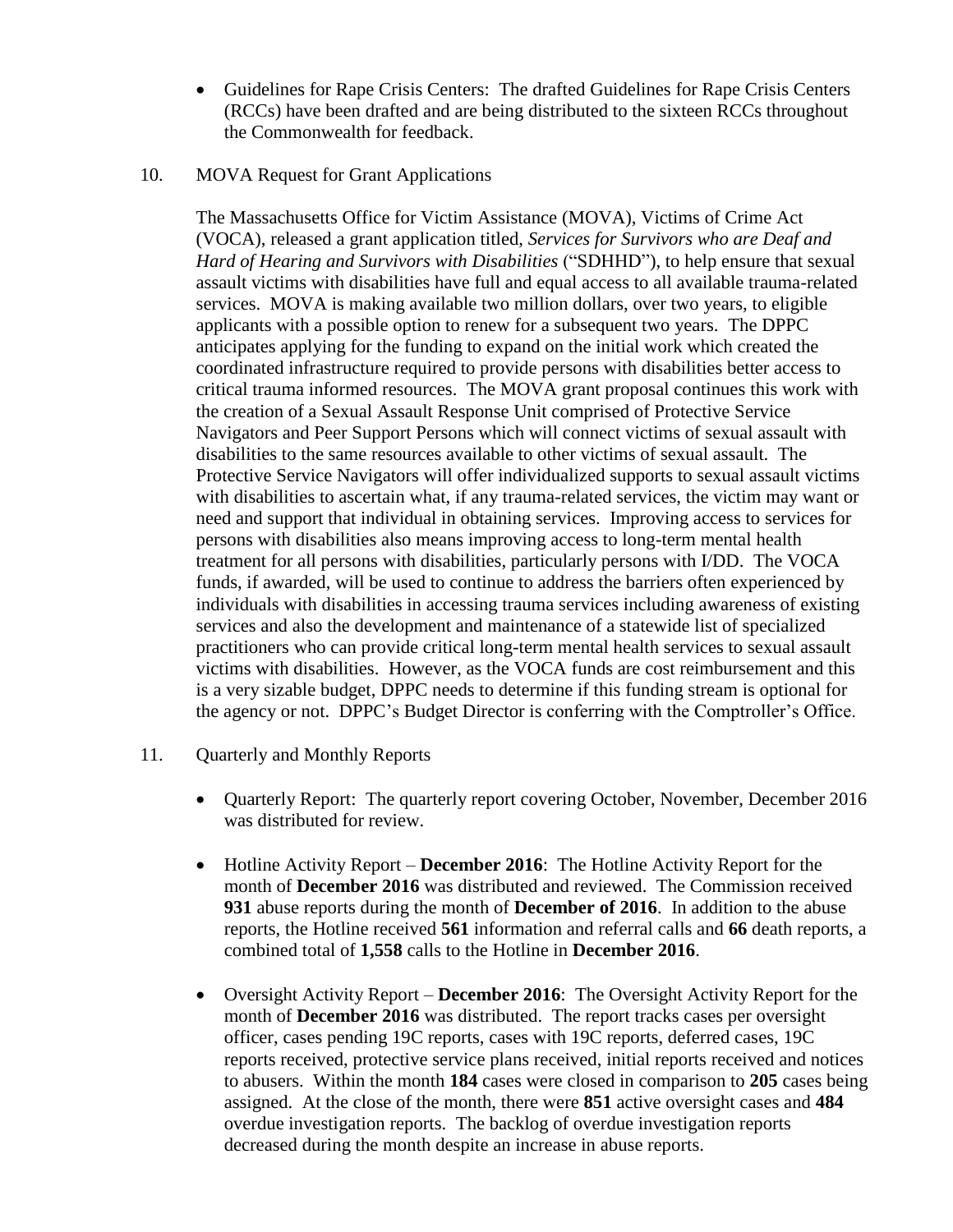- Guidelines for Rape Crisis Centers: The drafted Guidelines for Rape Crisis Centers (RCCs) have been drafted and are being distributed to the sixteen RCCs throughout the Commonwealth for feedback.

10. MOVA Request for Grant Applications

    The Massachusetts Office for Victim Assistance (MOVA), Victims of Crime Act (VOCA), released a grant application titled, *Services for Survivors who are Deaf and Hard of Hearing and Survivors with Disabilities* ("SDHHD"), to help ensure that sexual assault victims with disabilities have full and equal access to all available trauma-related services. MOVA is making available two million dollars, over two years, to eligible applicants with a possible option to renew for a subsequent two years. The DPPC anticipates applying for the funding to expand on the initial work which created the coordinated infrastructure required to provide persons with disabilities better access to critical trauma informed resources. The MOVA grant proposal continues this work with the creation of a Sexual Assault Response Unit comprised of Protective Service Navigators and Peer Support Persons which will connect victims of sexual assault with disabilities to the same resources available to other victims of sexual assault. The Protective Service Navigators will offer individualized supports to sexual assault victims with disabilities to ascertain what, if any trauma-related services, the victim may want or need and support that individual in obtaining services. Improving access to services for persons with disabilities also means improving access to long-term mental health treatment for all persons with disabilities, particularly persons with I/DD. The VOCA funds, if awarded, will be used to continue to address the barriers often experienced by individuals with disabilities in accessing trauma services including awareness of existing services and also the development and maintenance of a statewide list of specialized practitioners who can provide critical long-term mental health services to sexual assault victims with disabilities. However, as the VOCA funds are cost reimbursement and this is a very sizable budget, DPPC needs to determine if this funding stream is optional for the agency or not. DPPC's Budget Director is conferring with the Comptroller's Office.

11. Quarterly and Monthly Reports

    - Quarterly Report: The quarterly report covering October, November, December 2016 was distributed for review.

    - Hotline Activity Report – **December 2016**: The Hotline Activity Report for the month of **December 2016** was distributed and reviewed. The Commission received **931** abuse reports during the month of **December of 2016**. In addition to the abuse reports, the Hotline received **561** information and referral calls and **66** death reports, a combined total of **1,558** calls to the Hotline in **December 2016**.

    - Oversight Activity Report – **December 2016**: The Oversight Activity Report for the month of **December 2016** was distributed. The report tracks cases per oversight officer, cases pending 19C reports, cases with 19C reports, deferred cases, 19C reports received, protective service plans received, initial reports received and notices to abusers. Within the month **184** cases were closed in comparison to **205** cases being assigned. At the close of the month, there were **851** active oversight cases and **484** overdue investigation reports. The backlog of overdue investigation reports decreased during the month despite an increase in abuse reports.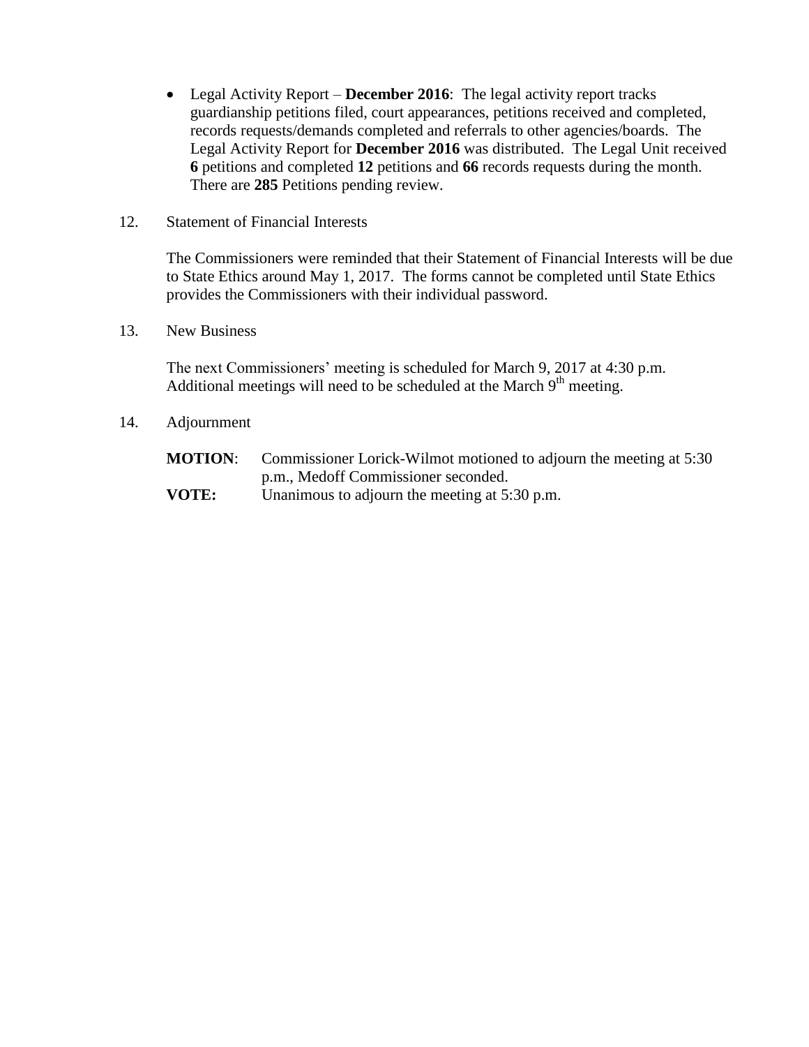- Legal Activity Report – **December 2016**: The legal activity report tracks guardianship petitions filed, court appearances, petitions received and completed, records requests/demands completed and referrals to other agencies/boards. The Legal Activity Report for **December 2016** was distributed. The Legal Unit received **6** petitions and completed **12** petitions and **66** records requests during the month. There are **285** Petitions pending review.

12. Statement of Financial Interests

    The Commissioners were reminded that their Statement of Financial Interests will be due to State Ethics around May 1, 2017. The forms cannot be completed until State Ethics provides the Commissioners with their individual password.

13. New Business

    The next Commissioners' meeting is scheduled for March 9, 2017 at 4:30 p.m. Additional meetings will need to be scheduled at the March 9th meeting.

14. Adjournment

    **MOTION**: Commissioner Lorick-Wilmot motioned to adjourn the meeting at 5:30 p.m., Medoff Commissioner seconded.
    **VOTE:** Unanimous to adjourn the meeting at 5:30 p.m.